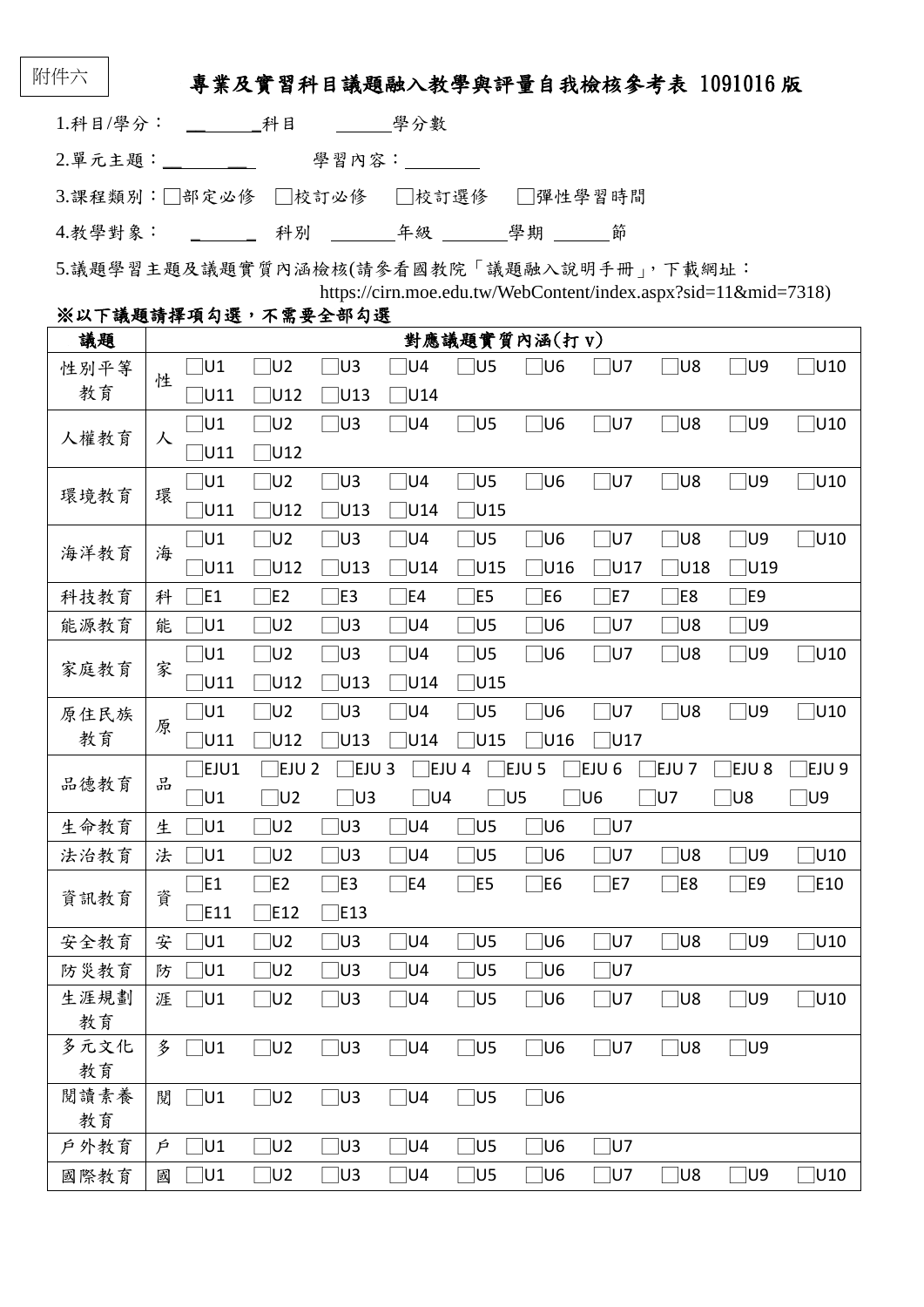附件六

# 專業及實習科目議題融入教學與評量自我檢核參考表 1091016 版

1.科目/學分： ＿＿＿＿科目　＿＿＿學分數

2.單元主題：＿＿＿＿　　學習內容：＿＿＿＿

3.課程類別：□部定必修　□校訂必修　□校訂選修　□彈性學習時間

4.教學對象： ＿＿＿ 科別 ＿＿＿年級 ＿＿＿學期 ＿＿＿節

5.議題學習主題及議題實質內涵檢核(請參看國教院「議題融入說明手冊」，下載網址：https://cirn.moe.edu.tw/WebContent/index.aspx?sid=11&mid=7318)

**※以下議題請擇項勾選，不需要全部勾選**

| 議題 | | 對應議題實質內涵(打 v) |
|---|---|---|
| 性別平等教育 | 性 | □U1 □U2 □U3 □U4 □U5 □U6 □U7 □U8 □U9 □U10 □U11 □U12 □U13 □U14 |
| 人權教育 | 人 | □U1 □U2 □U3 □U4 □U5 □U6 □U7 □U8 □U9 □U10 □U11 □U12 |
| 環境教育 | 環 | □U1 □U2 □U3 □U4 □U5 □U6 □U7 □U8 □U9 □U10 □U11 □U12 □U13 □U14 □U15 |
| 海洋教育 | 海 | □U1 □U2 □U3 □U4 □U5 □U6 □U7 □U8 □U9 □U10 □U11 □U12 □U13 □U14 □U15 □U16 □U17 □U18 □U19 |
| 科技教育 | 科 | □E1 □E2 □E3 □E4 □E5 □E6 □E7 □E8 □E9 |
| 能源教育 | 能 | □U1 □U2 □U3 □U4 □U5 □U6 □U7 □U8 □U9 |
| 家庭教育 | 家 | □U1 □U2 □U3 □U4 □U5 □U6 □U7 □U8 □U9 □U10 □U11 □U12 □U13 □U14 □U15 |
| 原住民族教育 | 原 | □U1 □U2 □U3 □U4 □U5 □U6 □U7 □U8 □U9 □U10 □U11 □U12 □U13 □U14 □U15 □U16 □U17 |
| 品德教育 | 品 | □EJU1 □EJU 2 □EJU 3 □EJU 4 □EJU 5 □EJU 6 □EJU 7 □EJU 8 □EJU 9 □U1 □U2 □U3 □U4 □U5 □U6 □U7 □U8 □U9 |
| 生命教育 | 生 | □U1 □U2 □U3 □U4 □U5 □U6 □U7 |
| 法治教育 | 法 | □U1 □U2 □U3 □U4 □U5 □U6 □U7 □U8 □U9 □U10 |
| 資訊教育 | 資 | □E1 □E2 □E3 □E4 □E5 □E6 □E7 □E8 □E9 □E10 □E11 □E12 □E13 |
| 安全教育 | 安 | □U1 □U2 □U3 □U4 □U5 □U6 □U7 □U8 □U9 □U10 |
| 防災教育 | 防 | □U1 □U2 □U3 □U4 □U5 □U6 □U7 |
| 生涯規劃教育 | 涯 | □U1 □U2 □U3 □U4 □U5 □U6 □U7 □U8 □U9 □U10 |
| 多元文化教育 | 多 | □U1 □U2 □U3 □U4 □U5 □U6 □U7 □U8 □U9 |
| 閱讀素養教育 | 閱 | □U1 □U2 □U3 □U4 □U5 □U6 |
| 戶外教育 | 戶 | □U1 □U2 □U3 □U4 □U5 □U6 □U7 |
| 國際教育 | 國 | □U1 □U2 □U3 □U4 □U5 □U6 □U7 □U8 □U9 □U10 |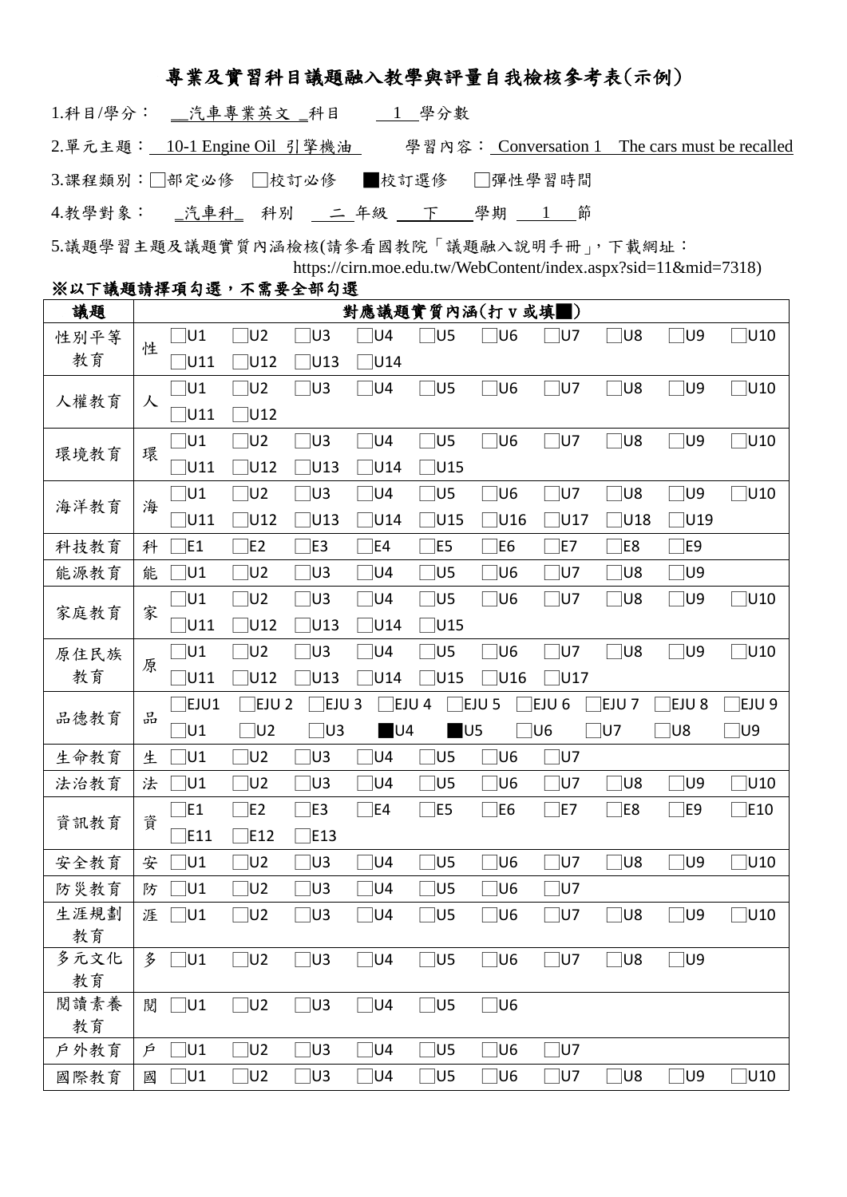# 專業及實習科目議題融入教學與評量自我檢核參考表(示例)

1.科目/學分： __汽車專業英文_科目 __1__學分數

2.單元主題：__10-1 Engine Oil 引擎機油__ 學習內容：__Conversation 1 The cars must be recalled__

3.課程類別：□部定必修 □校訂必修 ■校訂選修 □彈性學習時間

4.教學對象： _汽車科_ 科別 __二__年級 ___下___學期 ___1___節

5.議題學習主題及議題實質內涵檢核(請參看國教院「議題融入說明手冊」，下載網址：
https://cirn.moe.edu.tw/WebContent/index.aspx?sid=11&mid=7318)

**※以下議題請擇項勾選，不需要全部勾選**

| 議題 | | 對應議題實質內涵(打 v 或填■) | | | | | | | | | |
|---|---|---|---|---|---|---|---|---|---|---|---|
| 性別平等教育 | 性 | □U1 | □U2 | □U3 | □U4 | □U5 | □U6 | □U7 | □U8 | □U9 | □U10 |
| | | □U11 | □U12 | □U13 | □U14 | | | | | | |
| 人權教育 | 人 | □U1 | □U2 | □U3 | □U4 | □U5 | □U6 | □U7 | □U8 | □U9 | □U10 |
| | | □U11 | □U12 | | | | | | | | |
| 環境教育 | 環 | □U1 | □U2 | □U3 | □U4 | □U5 | □U6 | □U7 | □U8 | □U9 | □U10 |
| | | □U11 | □U12 | □U13 | □U14 | □U15 | | | | | |
| 海洋教育 | 海 | □U1 | □U2 | □U3 | □U4 | □U5 | □U6 | □U7 | □U8 | □U9 | □U10 |
| | | □U11 | □U12 | □U13 | □U14 | □U15 | □U16 | □U17 | □U18 | □U19 | |
| 科技教育 | 科 | □E1 | □E2 | □E3 | □E4 | □E5 | □E6 | □E7 | □E8 | □E9 | |
| 能源教育 | 能 | □U1 | □U2 | □U3 | □U4 | □U5 | □U6 | □U7 | □U8 | □U9 | |
| 家庭教育 | 家 | □U1 | □U2 | □U3 | □U4 | □U5 | □U6 | □U7 | □U8 | □U9 | □U10 |
| | | □U11 | □U12 | □U13 | □U14 | □U15 | | | | | |
| 原住民族教育 | 原 | □U1 | □U2 | □U3 | □U4 | □U5 | □U6 | □U7 | □U8 | □U9 | □U10 |
| | | □U11 | □U12 | □U13 | □U14 | □U15 | □U16 | □U17 | | | |
| 品德教育 | 品 | □EJU1 | □EJU 2 | □EJU 3 | □EJU 4 | □EJU 5 | □EJU 6 | □EJU 7 | □EJU 8 | □EJU 9 | |
| | | □U1 | □U2 | □U3 | ■U4 | ■U5 | □U6 | □U7 | □U8 | □U9 | |
| 生命教育 | 生 | □U1 | □U2 | □U3 | □U4 | □U5 | □U6 | □U7 | | | |
| 法治教育 | 法 | □U1 | □U2 | □U3 | □U4 | □U5 | □U6 | □U7 | □U8 | □U9 | □U10 |
| 資訊教育 | 資 | □E1 | □E2 | □E3 | □E4 | □E5 | □E6 | □E7 | □E8 | □E9 | □E10 |
| | | □E11 | □E12 | □E13 | | | | | | | |
| 安全教育 | 安 | □U1 | □U2 | □U3 | □U4 | □U5 | □U6 | □U7 | □U8 | □U9 | □U10 |
| 防災教育 | 防 | □U1 | □U2 | □U3 | □U4 | □U5 | □U6 | □U7 | | | |
| 生涯規劃教育 | 涯 | □U1 | □U2 | □U3 | □U4 | □U5 | □U6 | □U7 | □U8 | □U9 | □U10 |
| 多元文化教育 | 多 | □U1 | □U2 | □U3 | □U4 | □U5 | □U6 | □U7 | □U8 | □U9 | |
| 閱讀素養教育 | 閱 | □U1 | □U2 | □U3 | □U4 | □U5 | □U6 | | | | |
| 戶外教育 | 戶 | □U1 | □U2 | □U3 | □U4 | □U5 | □U6 | □U7 | | | |
| 國際教育 | 國 | □U1 | □U2 | □U3 | □U4 | □U5 | □U6 | □U7 | □U8 | □U9 | □U10 |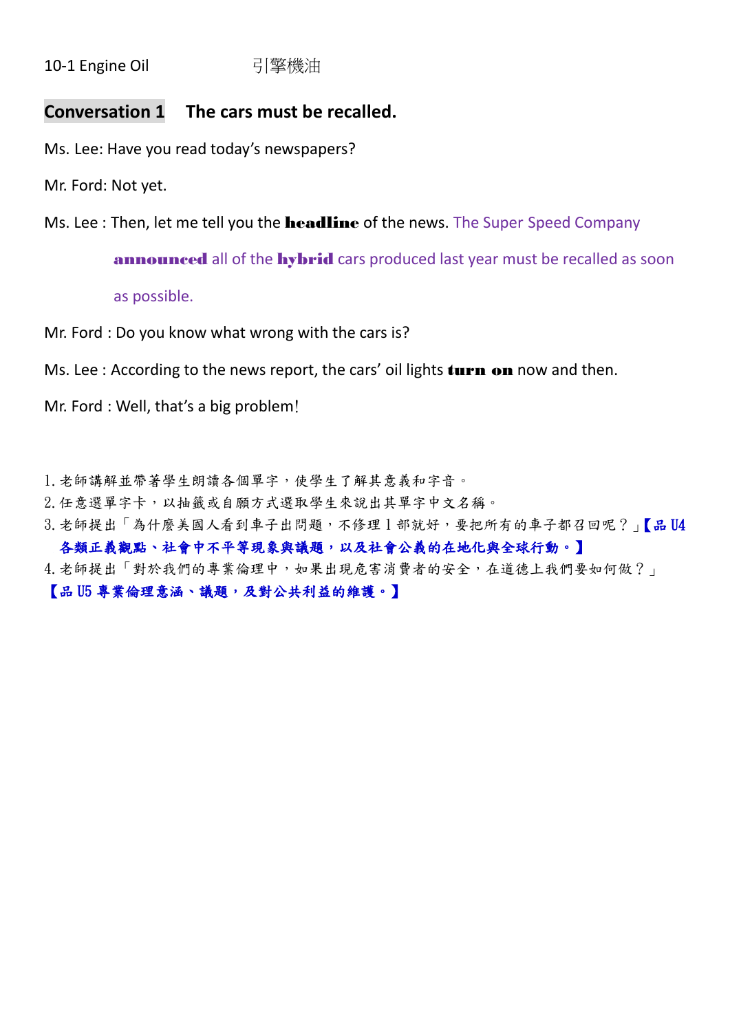10-1 Engine Oil　　　　　引擎機油

## Conversation 1　The cars must be recalled.

Ms. Lee: Have you read today's newspapers?

Mr. Ford: Not yet.

Ms. Lee : Then, let me tell you the **headline** of the news. The Super Speed Company **announced** all of the **hybrid** cars produced last year must be recalled as soon as possible.

Mr. Ford : Do you know what wrong with the cars is?

Ms. Lee : According to the news report, the cars' oil lights **turn on** now and then.

Mr. Ford : Well, that's a big problem!

1. 老師講解並帶著學生朗讀各個單字，使學生了解其意義和字音。
2. 任意選單字卡，以抽籤或自願方式選取學生來說出其單字中文名稱。
3. 老師提出「為什麼美國人看到車子出問題，不修理 1 部就好，要把所有的車子都召回呢？」**【品 U4 各類正義觀點、社會中不平等現象與議題，以及社會公義的在地化與全球行動。】**
4. 老師提出「對於我們的專業倫理中，如果出現危害消費者的安全，在道德上我們要如何做？」**【品 U5 專業倫理意涵、議題，及對公共利益的維護。】**